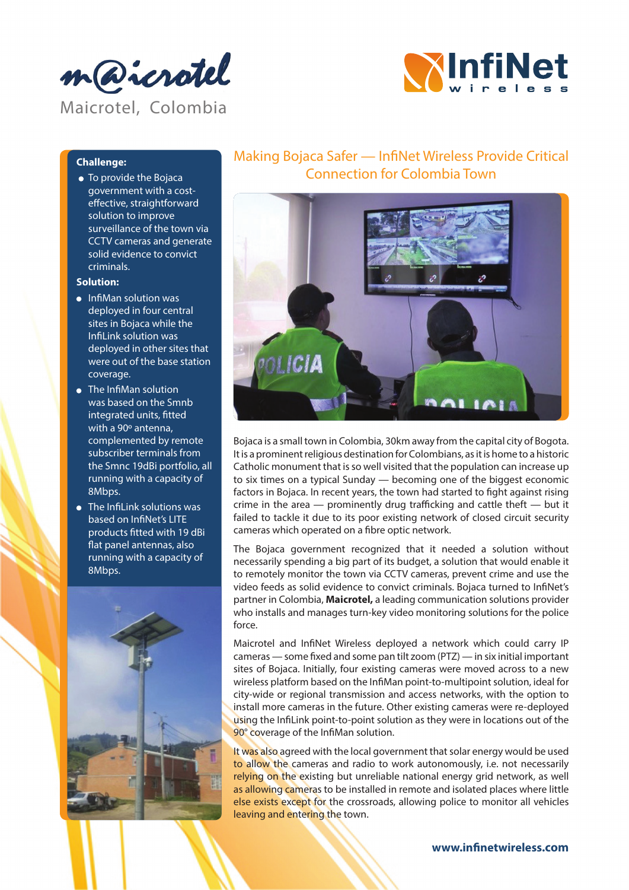Maicrotel, Colombia

**Challenge:**

- To provide the Bojaca government with a cost-effective, straightforward solution to improve surveillance of the town via CCTV cameras and generate solid evidence to convict criminals.

**Solution:**

- InfiMan solution was deployed in four central sites in Bojaca while the InfiLink solution was deployed in other sites that were out of the base station coverage.
- The InfiMan solution was based on the Smnb integrated units, fitted with a 90º antenna, complemented by remote subscriber terminals from the Smnc 19dBi portfolio, all running with a capacity of 8Mbps.
- The InfiLink solutions was based on InfiNet's LITE products fitted with 19 dBi flat panel antennas, also running with a capacity of 8Mbps.

## Making Bojaca Safer — InfiNet Wireless Provide Critical Connection for Colombia Town

Bojaca is a small town in Colombia, 30km away from the capital city of Bogota. It is a prominent religious destination for Colombians, as it is home to a historic Catholic monument that is so well visited that the population can increase up to six times on a typical Sunday — becoming one of the biggest economic factors in Bojaca. In recent years, the town had started to fight against rising crime in the area — prominently drug trafficking and cattle theft — but it failed to tackle it due to its poor existing network of closed circuit security cameras which operated on a fibre optic network.

The Bojaca government recognized that it needed a solution without necessarily spending a big part of its budget, a solution that would enable it to remotely monitor the town via CCTV cameras, prevent crime and use the video feeds as solid evidence to convict criminals. Bojaca turned to InfiNet's partner in Colombia, **Maicrotel,** a leading communication solutions provider who installs and manages turn-key video monitoring solutions for the police force.

Maicrotel and InfiNet Wireless deployed a network which could carry IP cameras — some fixed and some pan tilt zoom (PTZ) — in six initial important sites of Bojaca. Initially, four existing cameras were moved across to a new wireless platform based on the InfiMan point-to-multipoint solution, ideal for city-wide or regional transmission and access networks, with the option to install more cameras in the future. Other existing cameras were re-deployed using the InfiLink point-to-point solution as they were in locations out of the 90° coverage of the InfiMan solution.

It was also agreed with the local government that solar energy would be used to allow the cameras and radio to work autonomously, i.e. not necessarily relying on the existing but unreliable national energy grid network, as well as allowing cameras to be installed in remote and isolated places where little else exists except for the crossroads, allowing police to monitor all vehicles leaving and entering the town.

www.infinetwireless.com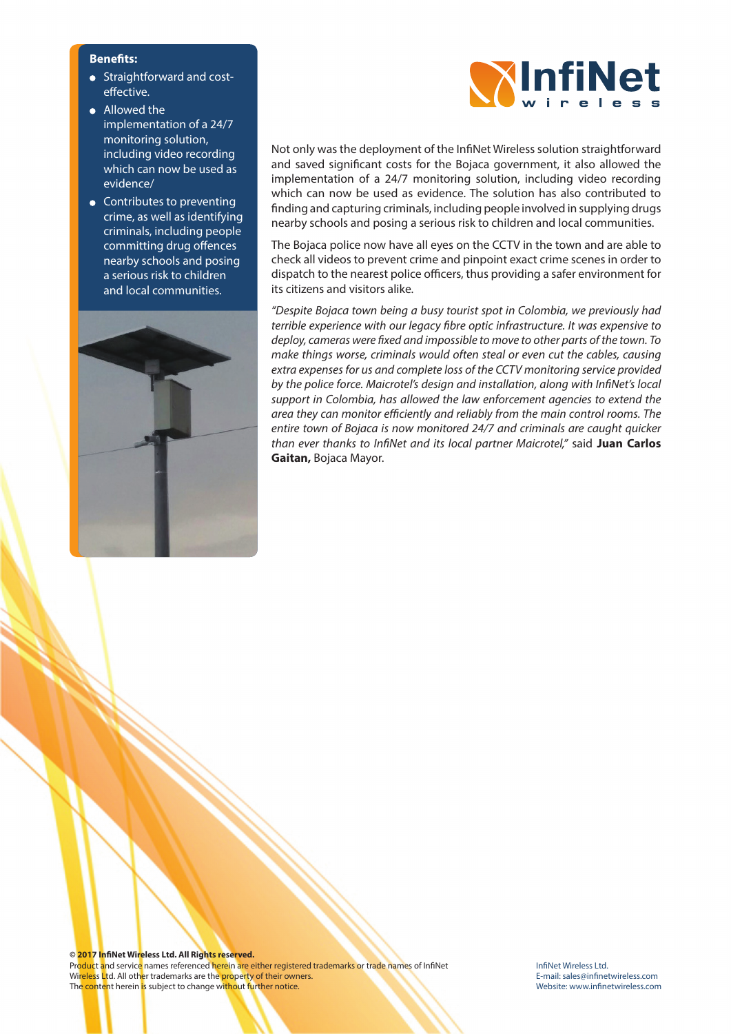**Benefits:**

- Straightforward and cost-effective.
- Allowed the implementation of a 24/7 monitoring solution, including video recording which can now be used as evidence/
- Contributes to preventing crime, as well as identifying criminals, including people committing drug offences nearby schools and posing a serious risk to children and local communities.

Not only was the deployment of the InfiNet Wireless solution straightforward and saved significant costs for the Bojaca government, it also allowed the implementation of a 24/7 monitoring solution, including video recording which can now be used as evidence. The solution has also contributed to finding and capturing criminals, including people involved in supplying drugs nearby schools and posing a serious risk to children and local communities.

The Bojaca police now have all eyes on the CCTV in the town and are able to check all videos to prevent crime and pinpoint exact crime scenes in order to dispatch to the nearest police officers, thus providing a safer environment for its citizens and visitors alike.

*"Despite Bojaca town being a busy tourist spot in Colombia, we previously had terrible experience with our legacy fibre optic infrastructure. It was expensive to deploy, cameras were fixed and impossible to move to other parts of the town. To make things worse, criminals would often steal or even cut the cables, causing extra expenses for us and complete loss of the CCTV monitoring service provided by the police force. Maicrotel's design and installation, along with InfiNet's local support in Colombia, has allowed the law enforcement agencies to extend the area they can monitor efficiently and reliably from the main control rooms. The entire town of Bojaca is now monitored 24/7 and criminals are caught quicker than ever thanks to InfiNet and its local partner Maicrotel,"* said **Juan Carlos Gaitan,** Bojaca Mayor.

**© 2017 InfiNet Wireless Ltd. All Rights reserved.**
Product and service names referenced herein are either registered trademarks or trade names of InfiNet Wireless Ltd. All other trademarks are the property of their owners.
The content herein is subject to change without further notice.

InfiNet Wireless Ltd.
E-mail: sales@infinetwireless.com
Website: www.infinetwireless.com